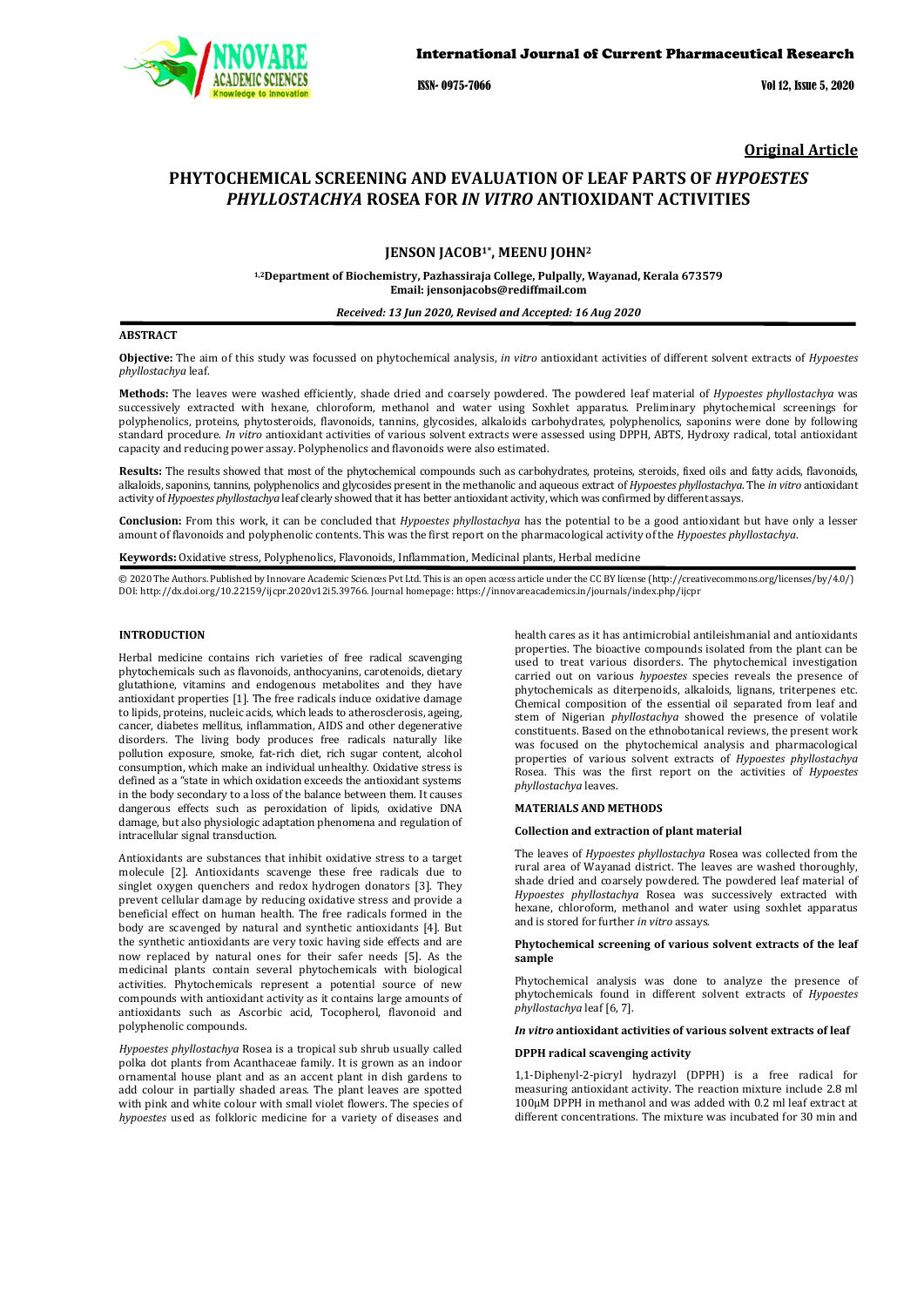**Original Article**

# PHYTOCHEMICAL SCREENING AND EVALUATION OF LEAF PARTS OF *HYPOESTES PHYLLOSTACHYA* ROSEA FOR *IN VITRO* ANTIOXIDANT ACTIVITIES

**JENSON JACOB[1*], MEENU JOHN[2]**

**[1,2]Department of Biochemistry, Pazhassiraja College, Pulpally, Wayanad, Kerala 673579**
**Email: jensonjacobs@rediffmail.com**

***Received: 13 Jun 2020, Revised and Accepted: 16 Aug 2020***

## ABSTRACT

**Objective:** The aim of this study was focussed on phytochemical analysis, *in vitro* antioxidant activities of different solvent extracts of *Hypoestes phyllostachya* leaf.

**Methods:** The leaves were washed efficiently, shade dried and coarsely powdered. The powdered leaf material of *Hypoestes phyllostachya* was successively extracted with hexane, chloroform, methanol and water using Soxhlet apparatus. Preliminary phytochemical screenings for polyphenolics, proteins, phytosteroids, flavonoids, tannins, glycosides, alkaloids carbohydrates, polyphenolics, saponins were done by following standard procedure. *In vitro* antioxidant activities of various solvent extracts were assessed using DPPH, ABTS, Hydroxy radical, total antioxidant capacity and reducing power assay. Polyphenolics and flavonoids were also estimated.

**Results:** The results showed that most of the phytochemical compounds such as carbohydrates, proteins, steroids, fixed oils and fatty acids, flavonoids, alkaloids, saponins, tannins, polyphenolics and glycosides present in the methanolic and aqueous extract of *Hypoestes phyllostachya*. The *in vitro* antioxidant activity of *Hypoestes phyllostachya* leaf clearly showed that it has better antioxidant activity, which was confirmed by different assays.

**Conclusion:** From this work, it can be concluded that *Hypoestes phyllostachya* has the potential to be a good antioxidant but have only a lesser amount of flavonoids and polyphenolic contents. This was the first report on the pharmacological activity of the *Hypoestes phyllostachya*.

**Keywords:** Oxidative stress, Polyphenolics, Flavonoids, Inflammation, Medicinal plants, Herbal medicine

© 2020 The Authors. Published by Innovare Academic Sciences Pvt Ltd. This is an open access article under the CC BY license (http://creativecommons.org/licenses/by/4.0/)
DOI: http://dx.doi.org/10.22159/ijcpr.2020v12i5.39766. Journal homepage: https://innovareacademics.in/journals/index.php/ijcpr

## INTRODUCTION

Herbal medicine contains rich varieties of free radical scavenging phytochemicals such as flavonoids, anthocyanins, carotenoids, dietary glutathione, vitamins and endogenous metabolites and they have antioxidant properties [1]. The free radicals induce oxidative damage to lipids, proteins, nucleic acids, which leads to atherosclerosis, ageing, cancer, diabetes mellitus, inflammation, AIDS and other degenerative disorders. The living body produces free radicals naturally like pollution exposure, smoke, fat-rich diet, rich sugar content, alcohol consumption, which make an individual unhealthy. Oxidative stress is defined as a "state in which oxidation exceeds the antioxidant systems in the body secondary to a loss of the balance between them. It causes dangerous effects such as peroxidation of lipids, oxidative DNA damage, but also physiologic adaptation phenomena and regulation of intracellular signal transduction.

Antioxidants are substances that inhibit oxidative stress to a target molecule [2]. Antioxidants scavenge these free radicals due to singlet oxygen quenchers and redox hydrogen donators [3]. They prevent cellular damage by reducing oxidative stress and provide a beneficial effect on human health. The free radicals formed in the body are scavenged by natural and synthetic antioxidants [4]. But the synthetic antioxidants are very toxic having side effects and are now replaced by natural ones for their safer needs [5]. As the medicinal plants contain several phytochemicals with biological activities. Phytochemicals represent a potential source of new compounds with antioxidant activity as it contains large amounts of antioxidants such as Ascorbic acid, Tocopherol, flavonoid and polyphenolic compounds.

*Hypoestes phyllostachya* Rosea is a tropical sub shrub usually called polka dot plants from Acanthaceae family. It is grown as an indoor ornamental house plant and as an accent plant in dish gardens to add colour in partially shaded areas. The plant leaves are spotted with pink and white colour with small violet flowers. The species of *hypoestes* used as folkloric medicine for a variety of diseases and health cares as it has antimicrobial antileishmanial and antioxidants properties. The bioactive compounds isolated from the plant can be used to treat various disorders. The phytochemical investigation carried out on various *hypoestes* species reveals the presence of phytochemicals as diterpenoids, alkaloids, lignans, triterpenes etc. Chemical composition of the essential oil separated from leaf and stem of Nigerian *phyllostachya* showed the presence of volatile constituents. Based on the ethnobotanical reviews, the present work was focused on the phytochemical analysis and pharmacological properties of various solvent extracts of *Hypoestes phyllostachya* Rosea. This was the first report on the activities of *Hypoestes phyllostachya* leaves.

## MATERIALS AND METHODS

### Collection and extraction of plant material

The leaves of *Hypoestes phyllostachya* Rosea was collected from the rural area of Wayanad district. The leaves are washed thoroughly, shade dried and coarsely powdered. The powdered leaf material of *Hypoestes phyllostachya* Rosea was successively extracted with hexane, chloroform, methanol and water using soxhlet apparatus and is stored for further *in vitro* assays.

### Phytochemical screening of various solvent extracts of the leaf sample

Phytochemical analysis was done to analyze the presence of phytochemicals found in different solvent extracts of *Hypoestes phyllostachya* leaf [6, 7].

### *In vitro* antioxidant activities of various solvent extracts of leaf

### DPPH radical scavenging activity

1,1-Diphenyl-2-picryl hydrazyl (DPPH) is a free radical for measuring antioxidant activity. The reaction mixture include 2.8 ml 100μM DPPH in methanol and was added with 0.2 ml leaf extract at different concentrations. The mixture was incubated for 30 min and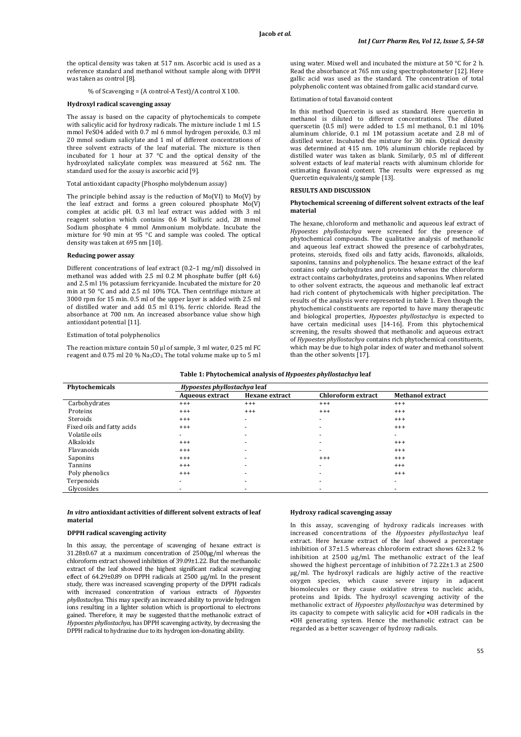the optical density was taken at 517 nm. Ascorbic acid is used as a reference standard and methanol without sample along with DPPH was taken as control [8].

% of Scavenging = (A control-A Test)/A control X 100.

### Hydroxyl radical scavenging assay

The assay is based on the capacity of phytochemicals to compete with salicylic acid for hydroxy radicals. The mixture include 1 ml 1.5 mmol $FeSO4$ added with 0.7 ml 6 mmol hydrogen peroxide, 0.3 ml 20 mmol sodium salicylate and 1 ml of different concentrations of three solvent extracts of the leaf material. The mixture is then incubated for 1 hour at 37 °C and the optical density of the hydroxylated salicylate complex was measured at 562 nm. The standard used for the assay is ascorbic acid [9].

Total antioxidant capacity (Phospho molybdenum assay)

The principle behind assay is the reduction of Mo(VI) to Mo(V) by the leaf extract and forms a green coloured phosphate Mo(V) complex at acidic pH. 0.3 ml leaf extract was added with 3 ml reagent solution which contains 0.6 M Sulfuric acid, 28 mmol Sodium phosphate 4 mmol Ammonium molybdate. Incubate the mixture for 90 min at 95 °C and sample was cooled. The optical density was taken at 695 nm [10].

### Reducing power assay

Different concentrations of leaf extract (0.2–1 mg/ml) dissolved in methanol was added with 2.5 ml 0.2 M phosphate buffer (pH 6.6) and 2.5 ml 1% potassium ferricyanide. Incubated the mixture for 20 min at 50 °C and add 2.5 ml 10% TCA. Then centrifuge mixture at 3000 rpm for 15 min. 0.5 ml of the upper layer is added with 2.5 ml of distilled water and add 0.5 ml 0.1%. ferric chloride. Read the absorbance at 700 nm. An increased absorbance value show high antioxidant potential [11].

Estimation of total polyphenolics

The reaction mixture contain 50 µl of sample, 3 ml water, 0.25 ml FC reagent and 0.75 ml 20 % $Na_2CO_3$. The total volume make up to 5 ml using water. Mixed well and incubated the mixture at 50 °C for 2 h. Read the absorbance at 765 nm using spectrophotometer [12]. Here gallic acid was used as the standard. The concentration of total polyphenolic content was obtained from gallic acid standard curve.

Estimation of total flavanoid content

In this method Quercetin is used as standard. Here quercetin in methanol is diluted to different concentrations. The diluted querscetin (0.5 ml) were added to 1.5 ml methanol, 0.1 ml 10% aluminum chloride, 0.1 ml 1M potassium acetate and 2.8 ml of distilled water. Incubated the mixture for 30 min. Optical density was determined at 415 nm. 10% aluminum chloride replaced by distilled water was taken as blank. Similarly, 0.5 ml of different solvent extacts of leaf material reacts with aluminum chloride for estimating flavanoid content. The results were expressed as mg Quercetin equivalents/g sample [13].

## RESULTS AND DISCUSSION

### Phytochemical screening of different solvent extracts of the leaf material

The hexane, chloroform and methanolic and aqueous leaf extract of *Hypoestes phyllostachya* were screened for the presence of phytochemical compounds. The qualitative analysis of methanolic and aqueous leaf extract showed the presence of carbohydrates, proteins, steroids, fixed oils and fatty acids, flavonoids, alkaloids, saponins, tannins and polyphenolics. The hexane extract of the leaf contains only carbohydrates and proteins whereas the chloroform extract contains carbohydrates, proteins and saponins. When related to other solvent extracts, the aqueous and methanolic leaf extract had rich content of phytochemicals with higher precipitation. The results of the analysis were represented in table 1. Even though the phytochemical constituents are reported to have many therapeutic and biological properties, *Hypoestes phyllostachya* is expected to have certain medicinal uses [14-16]. From this phytochemical screening, the results showed that methanolic and aqueous extract of *Hypoestes phyllostachya* contains rich phytochemical constituents, which may be due to high polar index of water and methanol solvent than the other solvents [17].

**Table 1: Phytochemical analysis of *Hypoestes phyllostachya* leaf**

| Phytochemicals | *Hypoestes phyllostachya* leaf | | | |
|---|---|---|---|---|
| | Aqueous extract | Hexane extract | Chloroform extract | Methanol extract |
| Carbohydrates | +++ | +++ | +++ | +++ |
| Proteins | +++ | +++ | +++ | +++ |
| Steroids | +++ | - | - | +++ |
| Fixed oils and fatty acids | +++ | - | - | +++ |
| Volatile oils | - | - | - | - |
| Alkaloids | +++ | - | - | +++ |
| Flavanoids | +++ | - | - | +++ |
| Saponins | +++ | - | +++ | +++ |
| Tannins | +++ | - | - | +++ |
| Poly phenolics | +++ | - | - | +++ |
| Terpenoids | - | - | - | - |
| Glycosides | - | - | - | - |

### *In vitro* antioxidant activities of different solvent extracts of leaf material

### DPPH radical scavenging activity

In this assay, the percentage of scavenging of hexane extract is 31.28±0.67 at a maximum concentration of 2500µg/ml whereas the chloroform extract showed inhibition of 39.09±1.22. But the methanolic extract of the leaf showed the highest significant radical scavenging effect of 64.29±0.89 on DPPH radicals at 2500 µg/ml. In the present study, there was increased scavenging property of the DPPH radicals with increased concentration of various extracts of *Hypoestes phyllostachya*. This may specify an increased ability to provide hydrogen ions resulting in a lighter solution which is proportional to electrons gained. Therefore, it may be suggested that the methanolic extract of *Hypoestes phyllostachya*, has DPPH scavenging activity, by decreasing the DPPH radical to hydrazine due to its hydrogen ion-donating ability.

### Hydroxy radical scavenging assay

In this assay, scavenging of hydroxy radicals increases with increased concentrations of the *Hypoestes phyllostachya* leaf extract. Here hexane extract of the leaf showed a percentage inhibition of 37±1.5 whereas chloroform extract shows 62±3.2 % inhibition at 2500 µg/ml. The methanolic extract of the leaf showed the highest percentage of inhibition of 72.22±1.3 at 2500 µg/ml. The hydroxyl radicals are highly active of the reactive oxygen species, which cause severe injury in adjacent biomolecules or they cause oxidative stress to nucleic acids, proteins and lipids. The hydroxyl scavenging activity of the methanolic extract of *Hypoestes phyllostachya* was determined by its capacity to compete with salicylic acid for •OH radicals in the •OH generating system. Hence the methanolic extract can be regarded as a better scavenger of hydroxy radicals.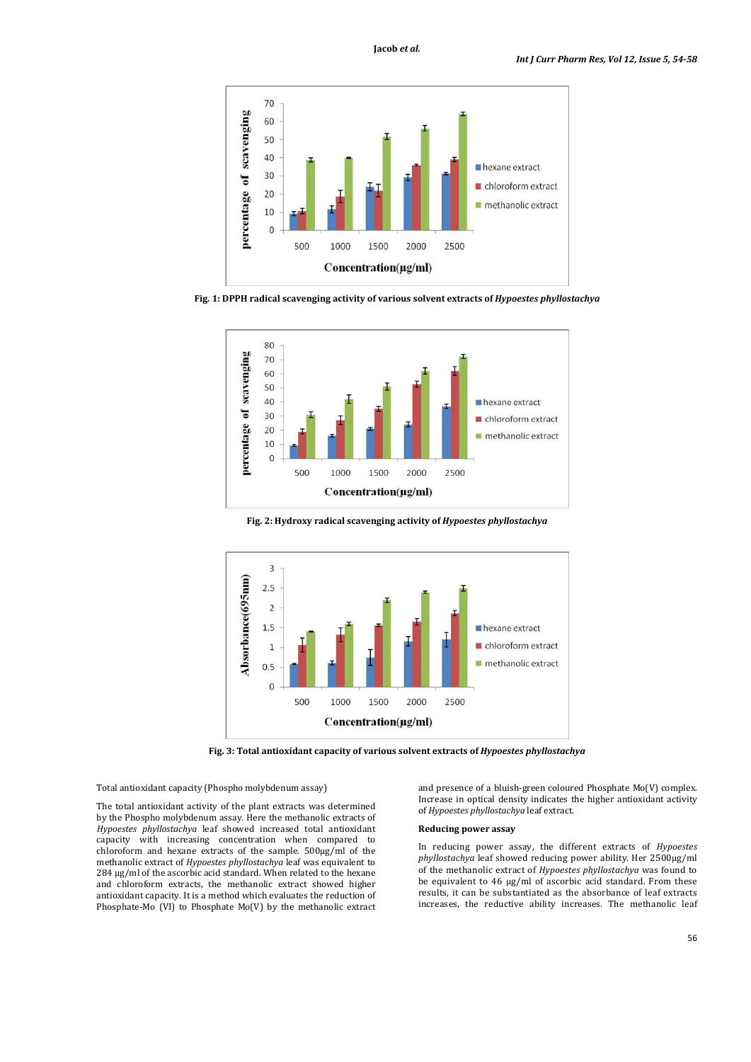Fig. 1: DPPH radical scavenging activity of various solvent extracts of *Hypoestes phyllostachya*

Fig. 2: Hydroxy radical scavenging activity of *Hypoestes phyllostachya*

Fig. 3: Total antioxidant capacity of various solvent extracts of *Hypoestes phyllostachya*

Total antioxidant capacity (Phospho molybdenum assay)

The total antioxidant activity of the plant extracts was determined by the Phospho molybdenum assay. Here the methanolic extracts of *Hypoestes phyllostachya* leaf showed increased total antioxidant capacity with increasing concentration when compared to chloroform and hexane extracts of the sample. 500μg/ml of the methanolic extract of *Hypoestes phyllostachya* leaf was equivalent to 284 μg/ml of the ascorbic acid standard. When related to the hexane and chloroform extracts, the methanolic extract showed higher antioxidant capacity. It is a method which evaluates the reduction of Phosphate-Mo (VI) to Phosphate Mo(V) by the methanolic extract and presence of a bluish-green coloured Phosphate Mo(V) complex. Increase in optical density indicates the higher antioxidant activity of *Hypoestes phyllostachya* leaf extract.

### Reducing power assay

In reducing power assay, the different extracts of *Hypoestes phyllostachya* leaf showed reducing power ability. Her 2500μg/ml of the methanolic extract of *Hypoestes phyllostachya* was found to be equivalent to 46 μg/ml of ascorbic acid standard. From these results, it can be substantiated as the absorbance of leaf extracts increases, the reductive ability increases. The methanolic leaf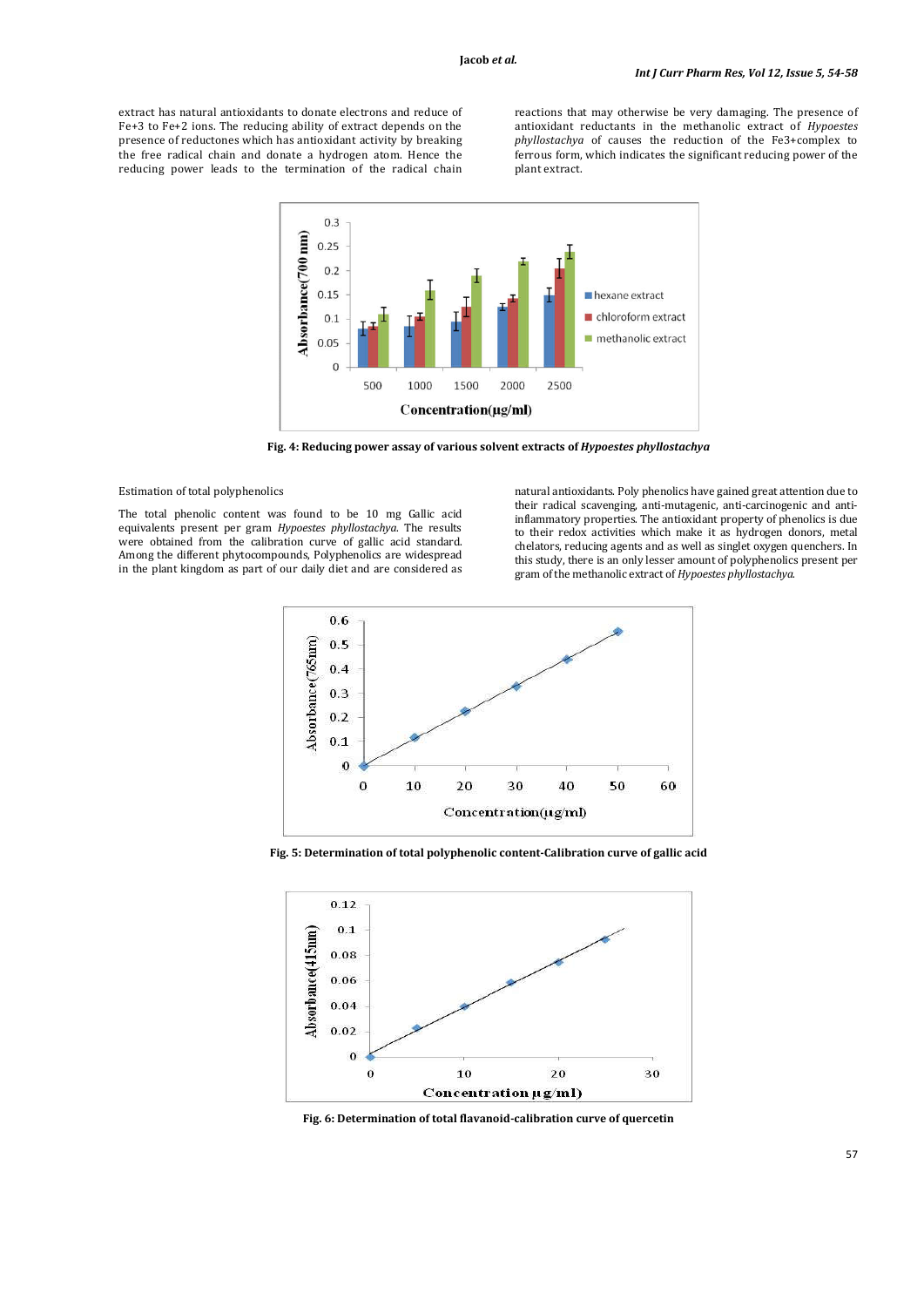extract has natural antioxidants to donate electrons and reduce of $Fe^{+3}$ to $Fe^{+2}$ ions. The reducing ability of extract depends on the presence of reductones which has antioxidant activity by breaking the free radical chain and donate a hydrogen atom. Hence the reducing power leads to the termination of the radical chain reactions that may otherwise be very damaging. The presence of antioxidant reductants in the methanolic extract of *Hypoestes phyllostachya* of causes the reduction of the $Fe^{3+}$complex to ferrous form, which indicates the significant reducing power of the plant extract.

**Fig. 4: Reducing power assay of various solvent extracts of *Hypoestes phyllostachya***

Estimation of total polyphenolics

The total phenolic content was found to be 10 mg Gallic acid equivalents present per gram *Hypoestes phyllostachya*. The results were obtained from the calibration curve of gallic acid standard. Among the different phytocompounds, Polyphenolics are widespread in the plant kingdom as part of our daily diet and are considered as natural antioxidants. Poly phenolics have gained great attention due to their radical scavenging, anti-mutagenic, anti-carcinogenic and anti-inflammatory properties. The antioxidant property of phenolics is due to their redox activities which make it as hydrogen donors, metal chelators, reducing agents and as well as singlet oxygen quenchers. In this study, there is an only lesser amount of polyphenolics present per gram of the methanolic extract of *Hypoestes phyllostachya*.

**Fig. 5: Determination of total polyphenolic content-Calibration curve of gallic acid**

**Fig. 6: Determination of total flavanoid-calibration curve of quercetin**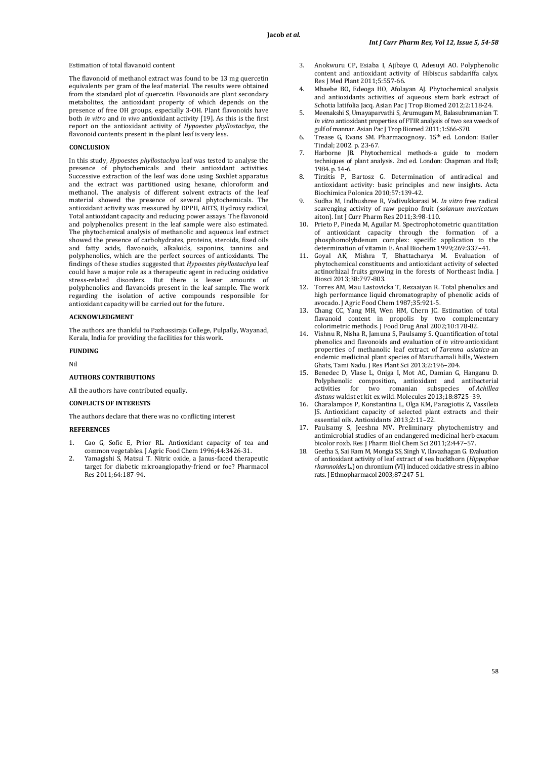Estimation of total flavanoid content

The flavonoid of methanol extract was found to be 13 mg quercetin equivalents per gram of the leaf material. The results were obtained from the standard plot of quercetin. Flavonoids are plant secondary metabolites, the antioxidant property of which depends on the presence of free OH groups, especially 3-OH. Plant flavonoids have both *in vitro* and *in vivo* antioxidant activity [19]. As this is the first report on the antioxidant activity of *Hypoestes phyllostachya*, the flavonoid contents present in the plant leaf is very less.

## CONCLUSION

In this study, *Hypoestes phyllostachya* leaf was tested to analyse the presence of phytochemicals and their antioxidant activities. Successive extraction of the leaf was done using Soxhlet apparatus and the extract was partitioned using hexane, chloroform and methanol. The analysis of different solvent extracts of the leaf material showed the presence of several phytochemicals. The antioxidant activity was measured by DPPH, ABTS, Hydroxy radical, Total antioxidant capacity and reducing power assays. The flavonoid and polyphenolics present in the leaf sample were also estimated. The phytochemical analysis of methanolic and aqueous leaf extract showed the presence of carbohydrates, proteins, steroids, fixed oils and fatty acids, flavonoids, alkaloids, saponins, tannins and polyphenolics, which are the perfect sources of antioxidants. The findings of these studies suggested that *Hypoestes phyllostachya* leaf could have a major role as a therapeutic agent in reducing oxidative stress-related disorders. But there is lesser amounts of polyphenolics and flavanoids present in the leaf sample. The work regarding the isolation of active compounds responsible for antioxidant capacity will be carried out for the future.

## ACKNOWLEDGMENT

The authors are thankful to Pazhassiraja College, Pulpally, Wayanad, Kerala, India for providing the facilities for this work.

## FUNDING

Nil

## AUTHORS CONTRIBUTIONS

All the authors have contributed equally.

## CONFLICTS OF INTERESTS

The authors declare that there was no conflicting interest

## REFERENCES

1. Cao G, Sofic E, Prior RL. Antioxidant capacity of tea and common vegetables. J Agric Food Chem 1996;44:3426-31.
2. Yamagishi S, Matsui T. Nitric oxide, a Janus-faced therapeutic target for diabetic microangiopathy-friend or foe? Pharmacol Res 2011;64:187-94.
3. Anokwuru CP, Esiaba I, Ajibaye O, Adesuyi AO. Polyphenolic content and antioxidant activity of Hibiscus sabdariffa calyx. Res J Med Plant 2011;5:557-66.
4. Mbaebe BO, Edeoga HO, Afolayan AJ. Phytochemical analysis and antioxidants activities of aqueous stem bark extract of Schotia latifolia Jacq. Asian Pac J Trop Biomed 2012;2:118-24.
5. Meenakshi S, Umayaparvathi S, Arumugam M, Balasubramanian T. *In vitro* antioxidant properties of FTIR analysis of two sea weeds of gulf of mannar. Asian Pac J Trop Biomed 2011;1:S66-S70.
6. Trease G, Evans SM. Pharmacognosy. 15th ed. London: Bailer Tindal; 2002. p. 23-67.
7. Harborne JB. Phytochemical methods-a guide to modern techniques of plant analysis. 2nd ed. London: Chapman and Hall; 1984. p. 14-6.
8. Tirzitis P, Bartosz G. Determination of antiradical and antioxidant activity: basic principles and new insights. Acta Biochimica Polonica 2010;57:139-42.
9. Sudha M, Indhushree R, Vadivukkarasi M. *In vitro* free radical scavenging activity of raw pepino fruit (*solanum muricatum* aiton). Int J Curr Pharm Res 2011;3:98-110.
10. Prieto P, Pineda M, Aguilar M. Spectrophotometric quantitation of antioxidant capacity through the formation of a phosphomolybdenum complex: specific application to the determination of vitamin E. Anal Biochem 1999;269:337–41.
11. Goyal AK, Mishra T, Bhattacharya M. Evaluation of phytochemical constituents and antioxidant activity of selected actinorhizal fruits growing in the forests of Northeast India. J Biosci 2013;38:797-803.
12. Torres AM, Mau Lastovicka T, Rezaaiyan R. Total phenolics and high performance liquid chromatography of phenolic acids of avocado. J Agric Food Chem 1987;35:921-5.
13. Chang CC, Yang MH, Wen HM, Chern JC. Estimation of total flavanoid content in propolis by two complementary colorimetric methods. J Food Drug Anal 2002;10:178-82.
14. Vishnu R, Nisha R, Jamuna S, Paulsamy S. Quantification of total phenolics and flavonoids and evaluation of *in vitro* antioxidant properties of methanolic leaf extract of *Tarenna asiatica*-an endemic medicinal plant species of Maruthamali hills, Western Ghats, Tami Nadu. J Res Plant Sci 2013;2:196–204.
15. Benedec D, Vlase L, Oniga I, Mot AC, Damian G, Hanganu D. Polyphenolic composition, antioxidant and antibacterial activities for two romanian subspecies of *Achillea distans* waldst et kit ex wild. Molecules 2013;18:8725–39.
16. Charalampos P, Konstantina L, Olga KM, Panagiotis Z, Vassileia JS. Antioxidant capacity of selected plant extracts and their essential oils. Antioxidants 2013;2:11–22.
17. Paulsamy S, Jeeshna MV. Preliminary phytochemistry and antimicrobial studies of an endangered medicinal herb exacum bicolor roxb. Res J Pharm Biol Chem Sci 2011;2:447–57.
18. Geetha S, Sai Ram M, Mongia SS, Singh V, Ilavazhagan G. Evaluation of antioxidant activity of leaf extract of sea buckthorn (*Hippophae rhamnoides* L.) on chromium (VI) induced oxidative stress in albino rats. J Ethnopharmacol 2003;87:247-51.